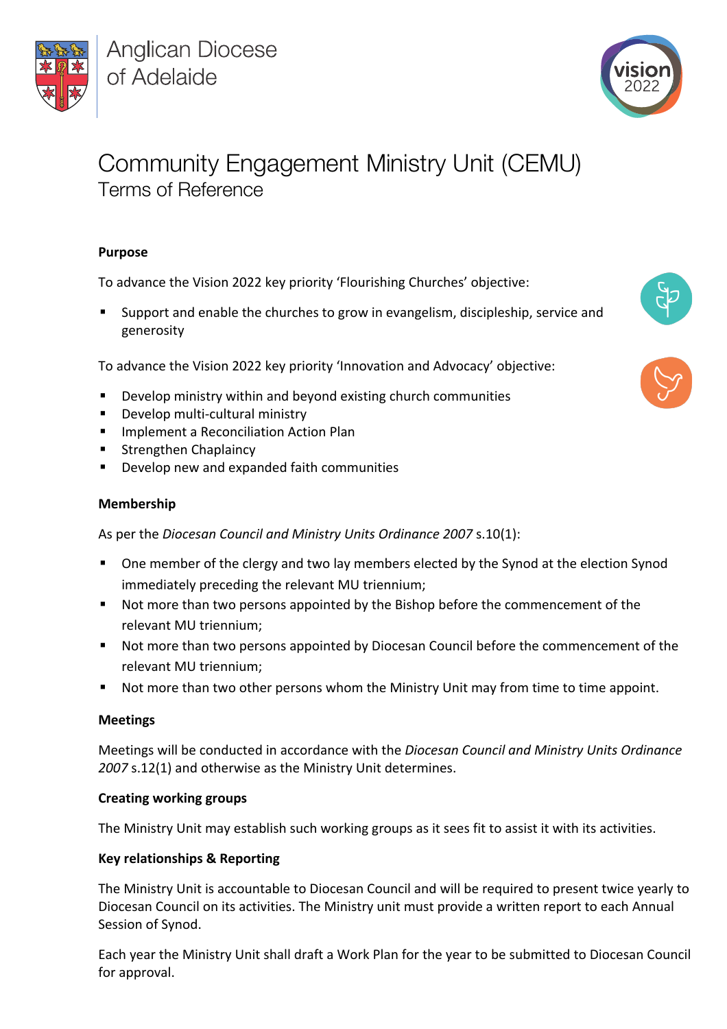Anglican Diocese of Adelaide

# Community Engagement Ministry Unit (CEMU)

## Terms of Reference

**Purpose**

To advance the Vision 2022 key priority 'Flourishing Churches' objective:

- Support and enable the churches to grow in evangelism, discipleship, service and generosity

To advance the Vision 2022 key priority 'Innovation and Advocacy' objective:

- Develop ministry within and beyond existing church communities
- Develop multi-cultural ministry
- Implement a Reconciliation Action Plan
- Strengthen Chaplaincy
- Develop new and expanded faith communities

**Membership**

As per the *Diocesan Council and Ministry Units Ordinance 2007* s.10(1):

- One member of the clergy and two lay members elected by the Synod at the election Synod immediately preceding the relevant MU triennium;
- Not more than two persons appointed by the Bishop before the commencement of the relevant MU triennium;
- Not more than two persons appointed by Diocesan Council before the commencement of the relevant MU triennium;
- Not more than two other persons whom the Ministry Unit may from time to time appoint.

**Meetings**

Meetings will be conducted in accordance with the *Diocesan Council and Ministry Units Ordinance 2007* s.12(1) and otherwise as the Ministry Unit determines.

**Creating working groups**

The Ministry Unit may establish such working groups as it sees fit to assist it with its activities.

**Key relationships & Reporting**

The Ministry Unit is accountable to Diocesan Council and will be required to present twice yearly to Diocesan Council on its activities. The Ministry unit must provide a written report to each Annual Session of Synod.

Each year the Ministry Unit shall draft a Work Plan for the year to be submitted to Diocesan Council for approval.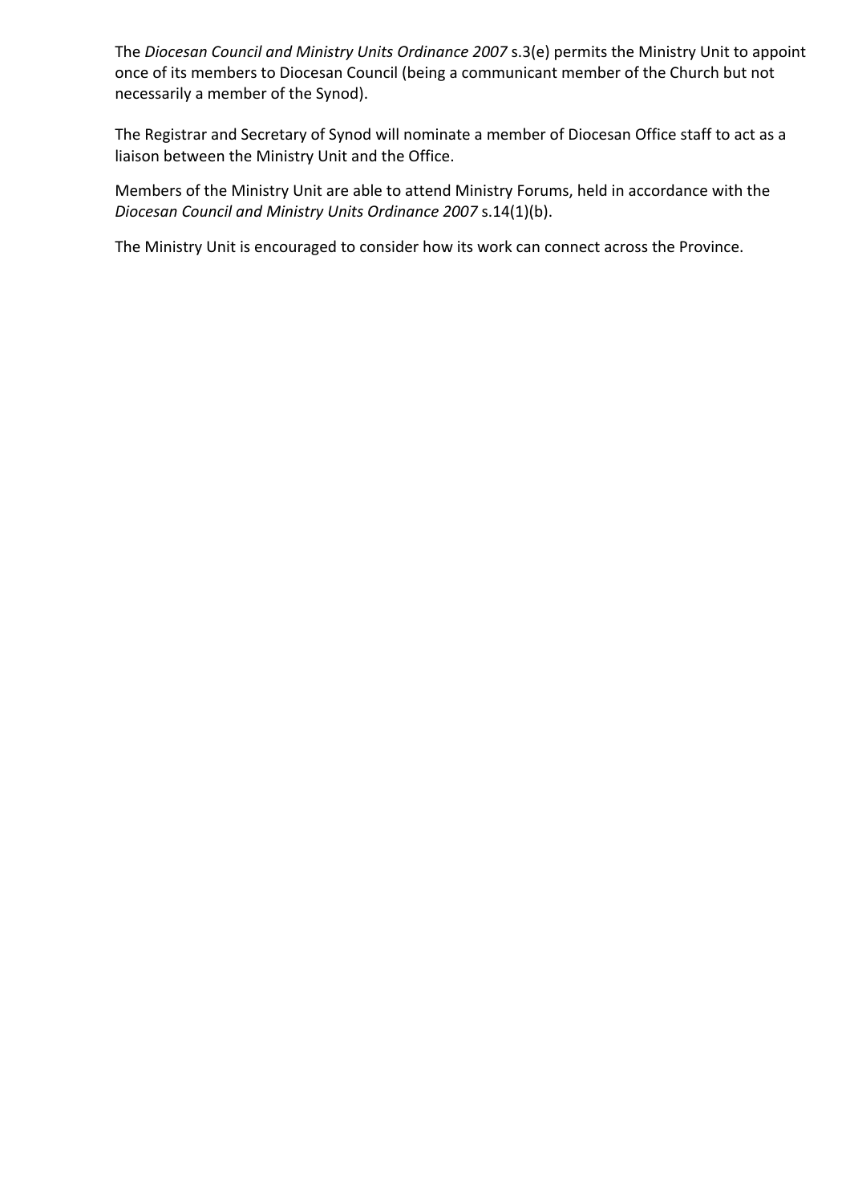The *Diocesan Council and Ministry Units Ordinance 2007* s.3(e) permits the Ministry Unit to appoint once of its members to Diocesan Council (being a communicant member of the Church but not necessarily a member of the Synod).

The Registrar and Secretary of Synod will nominate a member of Diocesan Office staff to act as a liaison between the Ministry Unit and the Office.

Members of the Ministry Unit are able to attend Ministry Forums, held in accordance with the *Diocesan Council and Ministry Units Ordinance 2007* s.14(1)(b).

The Ministry Unit is encouraged to consider how its work can connect across the Province.